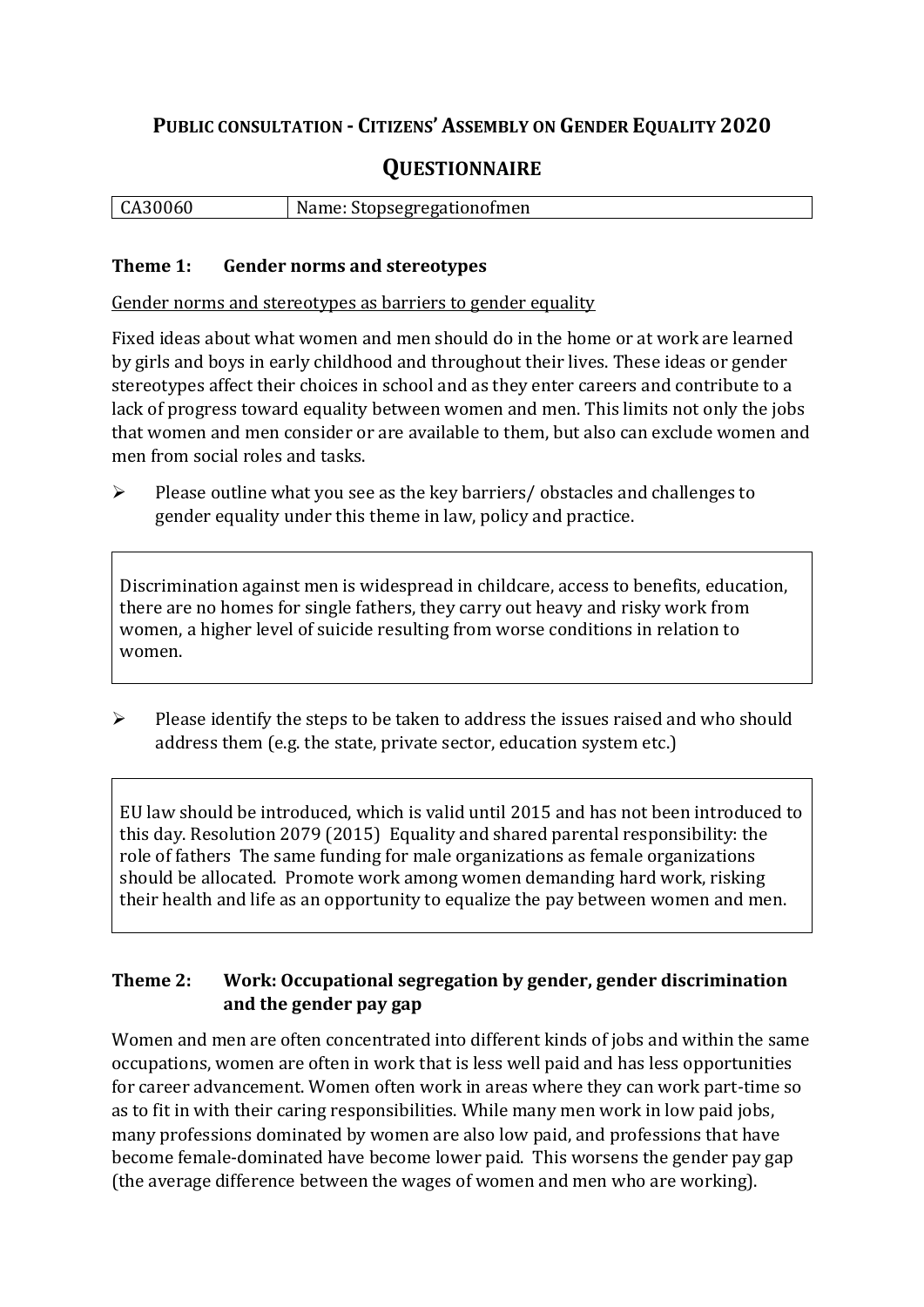# Public consultation - Citizens' Assembly on Gender Equality 2020

## Questionnaire

| CA30060 | Name: Stopsegregationofmen |
|---|---|

### Theme 1: Gender norms and stereotypes

Gender norms and stereotypes as barriers to gender equality

Fixed ideas about what women and men should do in the home or at work are learned by girls and boys in early childhood and throughout their lives. These ideas or gender stereotypes affect their choices in school and as they enter careers and contribute to a lack of progress toward equality between women and men. This limits not only the jobs that women and men consider or are available to them, but also can exclude women and men from social roles and tasks.

- Please outline what you see as the key barriers/ obstacles and challenges to gender equality under this theme in law, policy and practice.

Discrimination against men is widespread in childcare, access to benefits, education, there are no homes for single fathers, they carry out heavy and risky work from women, a higher level of suicide resulting from worse conditions in relation to women.

- Please identify the steps to be taken to address the issues raised and who should address them (e.g. the state, private sector, education system etc.)

EU law should be introduced, which is valid until 2015 and has not been introduced to this day. Resolution 2079 (2015) Equality and shared parental responsibility: the role of fathers The same funding for male organizations as female organizations should be allocated. Promote work among women demanding hard work, risking their health and life as an opportunity to equalize the pay between women and men.

### Theme 2: Work: Occupational segregation by gender, gender discrimination and the gender pay gap

Women and men are often concentrated into different kinds of jobs and within the same occupations, women are often in work that is less well paid and has less opportunities for career advancement. Women often work in areas where they can work part-time so as to fit in with their caring responsibilities. While many men work in low paid jobs, many professions dominated by women are also low paid, and professions that have become female-dominated have become lower paid. This worsens the gender pay gap (the average difference between the wages of women and men who are working).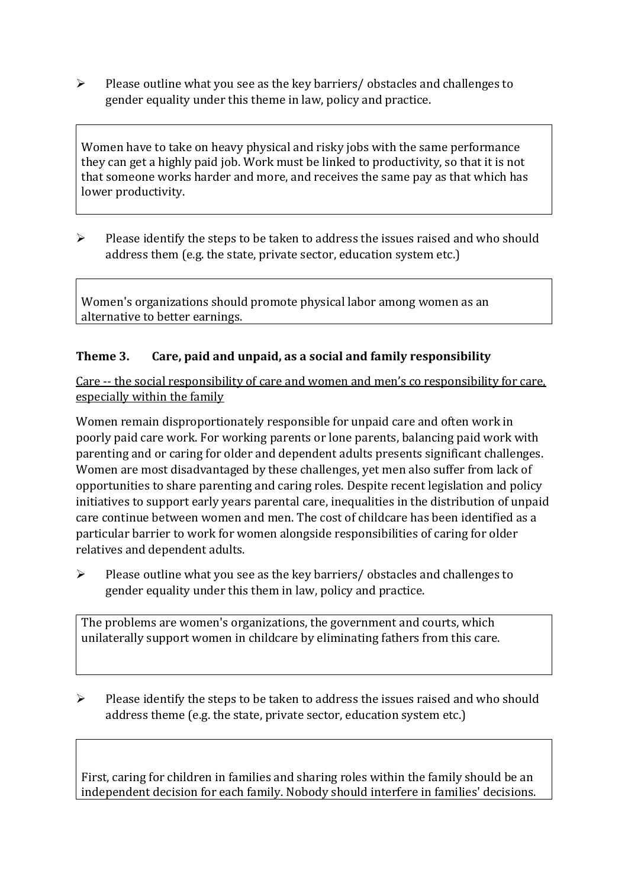- Please outline what you see as the key barriers/ obstacles and challenges to gender equality under this theme in law, policy and practice.

> Women have to take on heavy physical and risky jobs with the same performance they can get a highly paid job. Work must be linked to productivity, so that it is not that someone works harder and more, and receives the same pay as that which has lower productivity.

- Please identify the steps to be taken to address the issues raised and who should address them (e.g. the state, private sector, education system etc.)

> Women's organizations should promote physical labor among women as an alternative to better earnings.

### Theme 3. Care, paid and unpaid, as a social and family responsibility

Care -- the social responsibility of care and women and men's co responsibility for care, especially within the family

Women remain disproportionately responsible for unpaid care and often work in poorly paid care work. For working parents or lone parents, balancing paid work with parenting and or caring for older and dependent adults presents significant challenges. Women are most disadvantaged by these challenges, yet men also suffer from lack of opportunities to share parenting and caring roles. Despite recent legislation and policy initiatives to support early years parental care, inequalities in the distribution of unpaid care continue between women and men. The cost of childcare has been identified as a particular barrier to work for women alongside responsibilities of caring for older relatives and dependent adults.

- Please outline what you see as the key barriers/ obstacles and challenges to gender equality under this them in law, policy and practice.

> The problems are women's organizations, the government and courts, which unilaterally support women in childcare by eliminating fathers from this care.

- Please identify the steps to be taken to address the issues raised and who should address theme (e.g. the state, private sector, education system etc.)

> First, caring for children in families and sharing roles within the family should be an independent decision for each family. Nobody should interfere in families' decisions.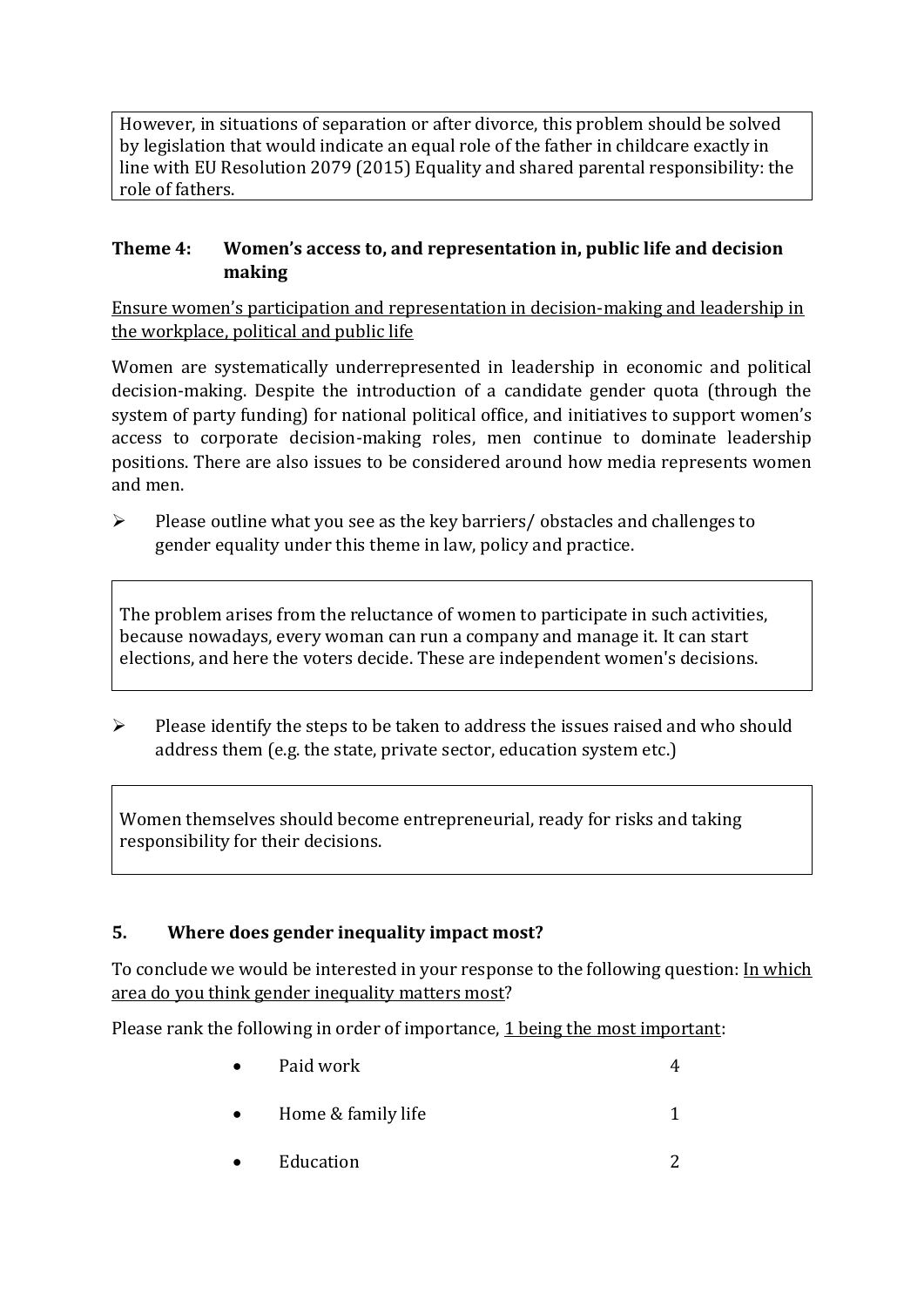However, in situations of separation or after divorce, this problem should be solved by legislation that would indicate an equal role of the father in childcare exactly in line with EU Resolution 2079 (2015) Equality and shared parental responsibility: the role of fathers.

### Theme 4: Women's access to, and representation in, public life and decision making

Ensure women's participation and representation in decision-making and leadership in the workplace, political and public life

Women are systematically underrepresented in leadership in economic and political decision-making. Despite the introduction of a candidate gender quota (through the system of party funding) for national political office, and initiatives to support women's access to corporate decision-making roles, men continue to dominate leadership positions. There are also issues to be considered around how media represents women and men.

- Please outline what you see as the key barriers/ obstacles and challenges to gender equality under this theme in law, policy and practice.

The problem arises from the reluctance of women to participate in such activities, because nowadays, every woman can run a company and manage it. It can start elections, and here the voters decide. These are independent women's decisions.

- Please identify the steps to be taken to address the issues raised and who should address them (e.g. the state, private sector, education system etc.)

Women themselves should become entrepreneurial, ready for risks and taking responsibility for their decisions.

## 5. Where does gender inequality impact most?

To conclude we would be interested in your response to the following question: In which area do you think gender inequality matters most?

Please rank the following in order of importance, 1 being the most important:

- Paid work 4
- Home & family life 1
- Education 2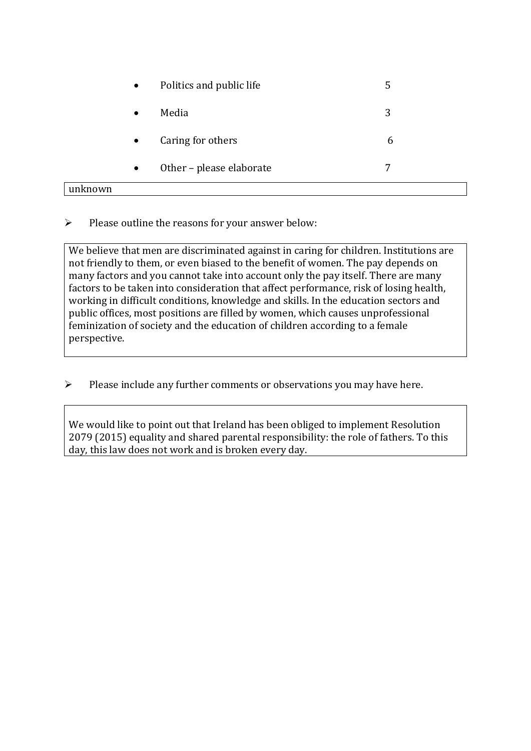- Politics and public life 5
- Media 3
- Caring for others 6
- Other – please elaborate 7

unknown

➢ Please outline the reasons for your answer below:

We believe that men are discriminated against in caring for children. Institutions are not friendly to them, or even biased to the benefit of women. The pay depends on many factors and you cannot take into account only the pay itself. There are many factors to be taken into consideration that affect performance, risk of losing health, working in difficult conditions, knowledge and skills. In the education sectors and public offices, most positions are filled by women, which causes unprofessional feminization of society and the education of children according to a female perspective.

➢ Please include any further comments or observations you may have here.

We would like to point out that Ireland has been obliged to implement Resolution 2079 (2015) equality and shared parental responsibility: the role of fathers. To this day, this law does not work and is broken every day.